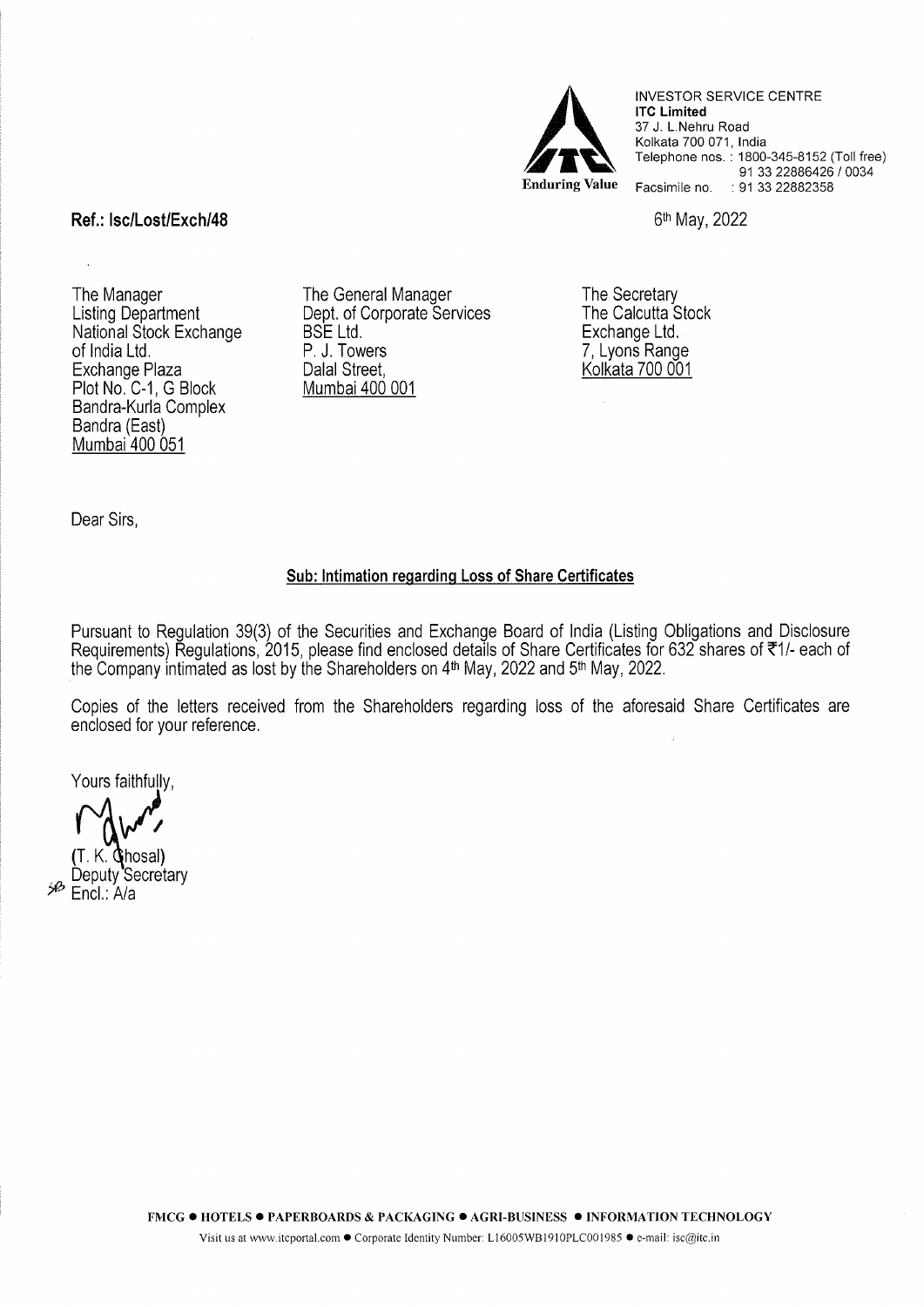INVESTOR SERVICE CENTRE
**ITC Limited**
37 J. L.Nehru Road
Kolkata 700 071, India
Telephone nos. : 1800-345-8152 (Toll free)
91 33 22886426 / 0034
Facsimile no. : 91 33 22882358

Enduring Value

**Ref.: Isc/Lost/Exch/48**

6th May, 2022

The Manager
Listing Department
National Stock Exchange of India Ltd.
Exchange Plaza
Plot No. C-1, G Block
Bandra-Kurla Complex
Bandra (East)
Mumbai 400 051

The General Manager
Dept. of Corporate Services
BSE Ltd.
P. J. Towers
Dalal Street,
Mumbai 400 001

The Secretary
The Calcutta Stock Exchange Ltd.
7, Lyons Range
Kolkata 700 001

Dear Sirs,

**Sub: Intimation regarding Loss of Share Certificates**

Pursuant to Regulation 39(3) of the Securities and Exchange Board of India (Listing Obligations and Disclosure Requirements) Regulations, 2015, please find enclosed details of Share Certificates for 632 shares of ₹1/- each of the Company intimated as lost by the Shareholders on 4th May, 2022 and 5th May, 2022.

Copies of the letters received from the Shareholders regarding loss of the aforesaid Share Certificates are enclosed for your reference.

Yours faithfully,

(T. K. Ghosal)
Deputy Secretary

Encl.: A/a

FMCG ● HOTELS ● PAPERBOARDS & PACKAGING ● AGRI-BUSINESS ● INFORMATION TECHNOLOGY

Visit us at www.itcportal.com ● Corporate Identity Number: L16005WB1910PLC001985 ● e-mail: isc@itc.in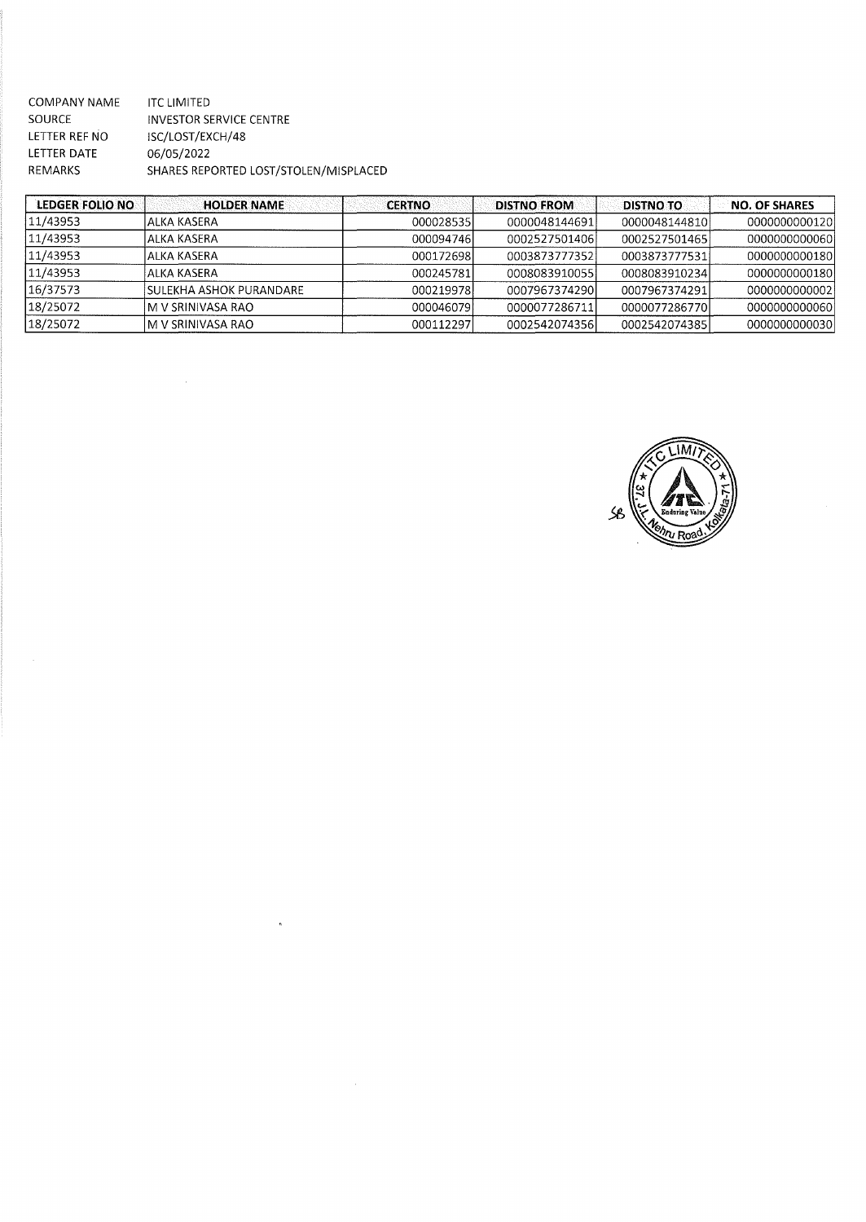COMPANY NAME ITC LIMITED
SOURCE INVESTOR SERVICE CENTRE
LETTER REF NO ISC/LOST/EXCH/48
LETTER DATE 06/05/2022
REMARKS SHARES REPORTED LOST/STOLEN/MISPLACED

| LEDGER FOLIO NO | HOLDER NAME | CERTNO | DISTNO FROM | DISTNO TO | NO. OF SHARES |
|---|---|---|---|---|---|
| 11/43953 | ALKA KASERA | 000028535 | 0000048144691 | 0000048144810 | 0000000000120 |
| 11/43953 | ALKA KASERA | 000094746 | 0002527501406 | 0002527501465 | 0000000000060 |
| 11/43953 | ALKA KASERA | 000172698 | 0003873777352 | 0003873777531 | 0000000000180 |
| 11/43953 | ALKA KASERA | 000245781 | 0008083910055 | 0008083910234 | 0000000000180 |
| 16/37573 | SULEKHA ASHOK PURANDARE | 000219978 | 0007967374290 | 0007967374291 | 0000000000002 |
| 18/25072 | M V SRINIVASA RAO | 000046079 | 0000077286711 | 0000077286770 | 0000000000060 |
| 18/25072 | M V SRINIVASA RAO | 000112297 | 0002542074356 | 0002542074385 | 0000000000030 |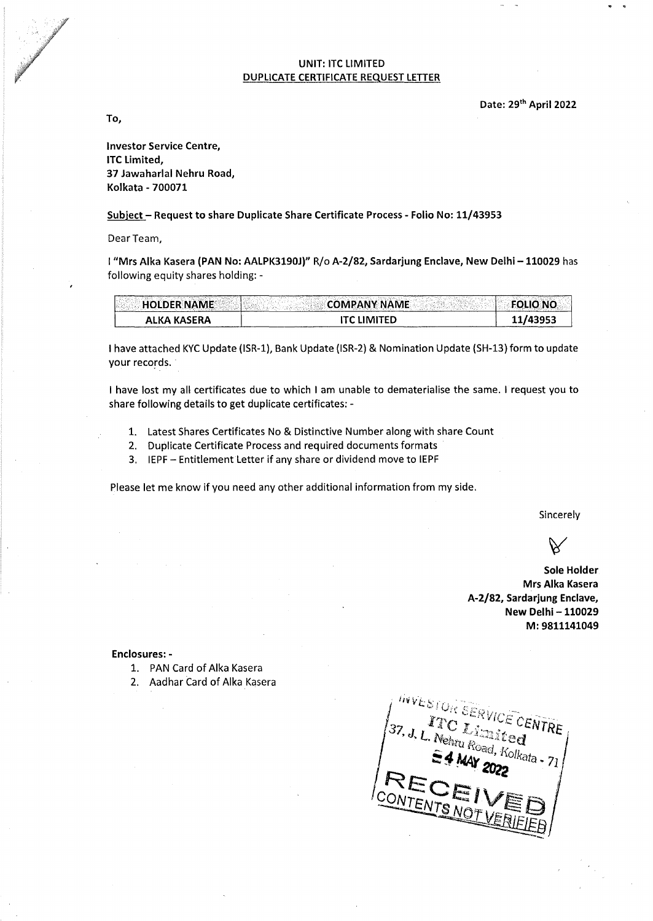**UNIT: ITC LIMITED**
**DUPLICATE CERTIFICATE REQUEST LETTER**

**Date: 29th April 2022**

**To,**

**Investor Service Centre,**
**ITC Limited,**
**37 Jawaharlal Nehru Road,**
**Kolkata - 700071**

**Subject – Request to share Duplicate Share Certificate Process - Folio No: 11/43953**

Dear Team,

I **"Mrs Alka Kasera (PAN No: AALPK3190J)"** R/o **A-2/82, Sardarjung Enclave, New Delhi – 110029** has following equity shares holding: -

| HOLDER NAME | COMPANY NAME | FOLIO NO |
|---|---|---|
| ALKA KASERA | ITC LIMITED | 11/43953 |

I have attached KYC Update (ISR-1), Bank Update (ISR-2) & Nomination Update (SH-13) form to update your records.

I have lost my all certificates due to which I am unable to dematerialise the same. I request you to share following details to get duplicate certificates: -

1. Latest Shares Certificates No & Distinctive Number along with share Count
2. Duplicate Certificate Process and required documents formats
3. IEPF – Entitlement Letter if any share or dividend move to IEPF

Please let me know if you need any other additional information from my side.

Sincerely

**Sole Holder**
**Mrs Alka Kasera**
**A-2/82, Sardarjung Enclave,**
**New Delhi – 110029**
**M: 9811141049**

**Enclosures: -**

1. PAN Card of Alka Kasera
2. Aadhar Card of Alka Kasera

INVESTOR SERVICE CENTRE
ITC Limited
37, J. L. Nehru Road, Kolkata - 71
4 MAY 2022
RECEIVED
CONTENTS NOT VERIFIED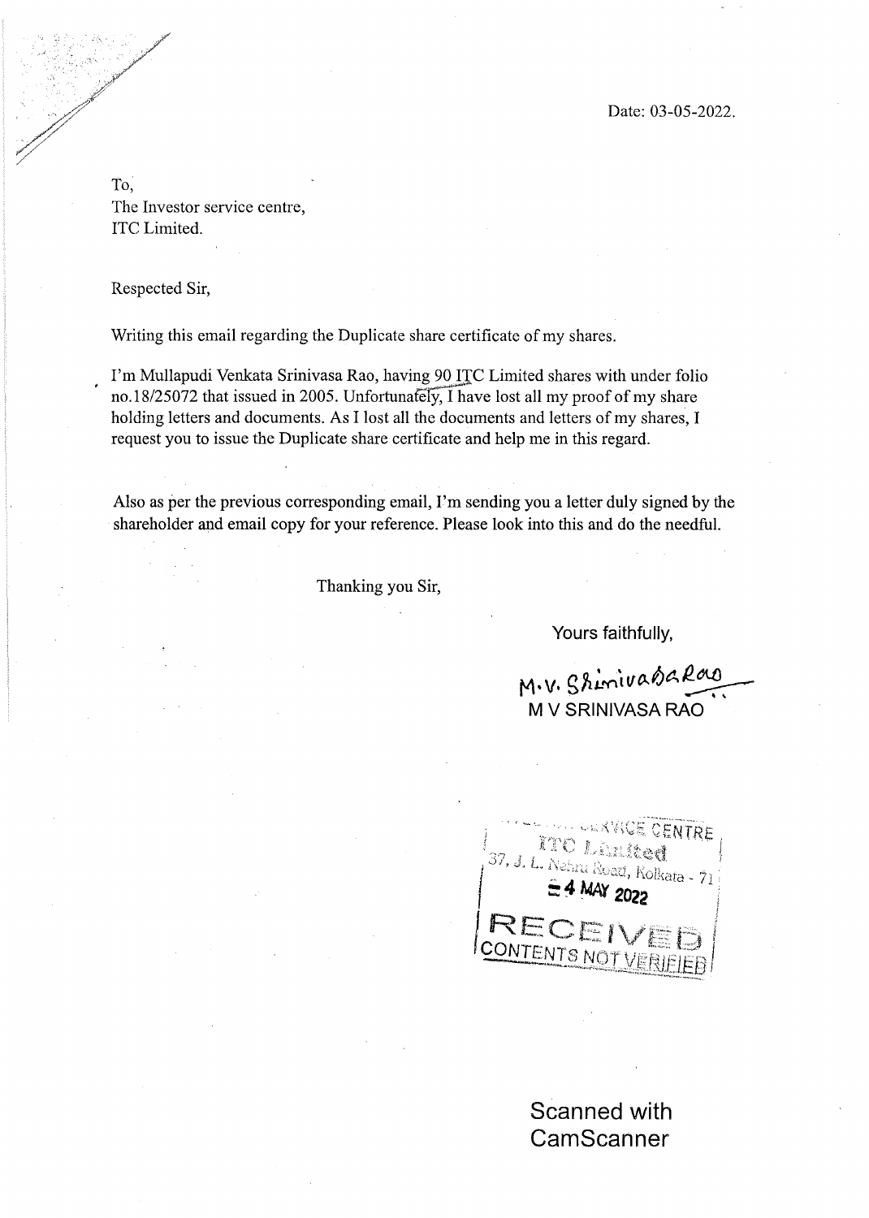Date: 03-05-2022.

To,
The Investor service centre,
ITC Limited.

Respected Sir,

Writing this email regarding the Duplicate share certificate of my shares.

I'm Mullapudi Venkata Srinivasa Rao, having 90 ITC Limited shares with under folio no.18/25072 that issued in 2005. Unfortunately, I have lost all my proof of my share holding letters and documents. As I lost all the documents and letters of my shares, I request you to issue the Duplicate share certificate and help me in this regard.

Also as per the previous corresponding email, I'm sending you a letter duly signed by the shareholder and email copy for your reference. Please look into this and do the needful.

Thanking you Sir,

Yours faithfully,

M.V. Srinivasa Rao

M V SRINIVASA RAO

SERVICE CENTRE
ITC Limited
37, J. L. Nehru Road, Kolkata - 71
4 MAY 2022
RECEIVED
CONTENTS NOT VERIFIED

Scanned with CamScanner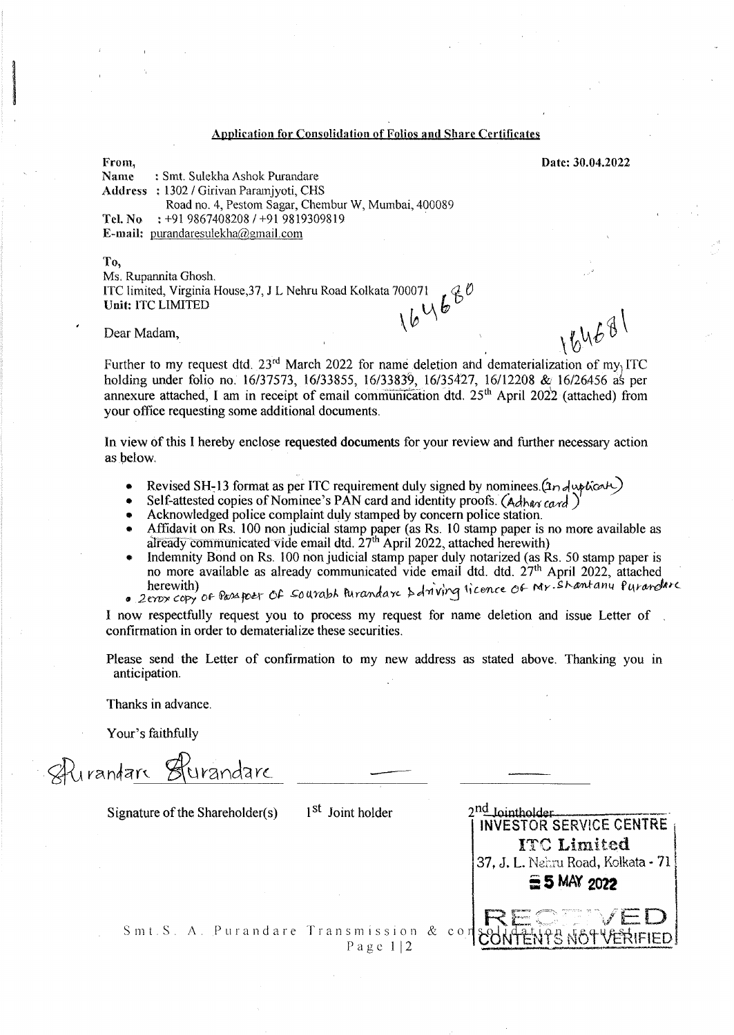## Application for Consolidation of Folios and Share Certificates

**From,** **Date: 30.04.2022**

**Name** : Smt. Sulekha Ashok Purandare
**Address** : 1302 / Girivan Paramjyoti, CHS
Road no. 4, Pestom Sagar, Chembur W, Mumbai, 400089
**Tel. No** : +91 9867408208 / +91 9819309819
**E-mail:** purandaresulekha@gmail.com

**To,**
Ms. Rupannita Ghosh.
ITC limited, Virginia House,37, J L Nehru Road Kolkata 700071
**Unit:** ITC LIMITED

164680 164681

Dear Madam,

Further to my request dtd. 23rd March 2022 for name deletion and dematerialization of my ITC holding under folio no. 16/37573, 16/33855, 16/33839, 16/35427, 16/12208 & 16/26456 as per annexure attached, I am in receipt of email communication dtd. 25th April 2022 (attached) from your office requesting some additional documents.

In view of this I hereby enclose requested documents for your review and further necessary action as below.

- Revised SH-13 format as per ITC requirement duly signed by nominees. (In duplicate)
- Self-attested copies of Nominee's PAN card and identity proofs. (Adhar card)
- Acknowledged police complaint duly stamped by concern police station.
- Affidavit on Rs. 100 non judicial stamp paper (as Rs. 10 stamp paper is no more available as already communicated vide email dtd. 27th April 2022, attached herewith)
- Indemnity Bond on Rs. 100 non judicial stamp paper duly notarized (as Rs. 50 stamp paper is no more available as already communicated vide email dtd. dtd. 27th April 2022, attached herewith)
- Zerox copy of Passport of Sourabh Purandare Driving licence of Mr. Shantanu Purandare

I now respectfully request you to process my request for name deletion and issue Letter of confirmation in order to dematerialize these securities.

Please send the Letter of confirmation to my new address as stated above. Thanking you in anticipation.

Thanks in advance.

Your's faithfully

SPurandare SPurandare

Signature of the Shareholder(s) 1st Joint holder 2nd Jointholder

INVESTOR SERVICE CENTRE
ITC Limited
37, J. L. Nehru Road, Kolkata - 71
5 MAY 2022
RECEIVED
CONTENTS NOT VERIFIED

Smt. S. A. Purandare Transmission & consolidation request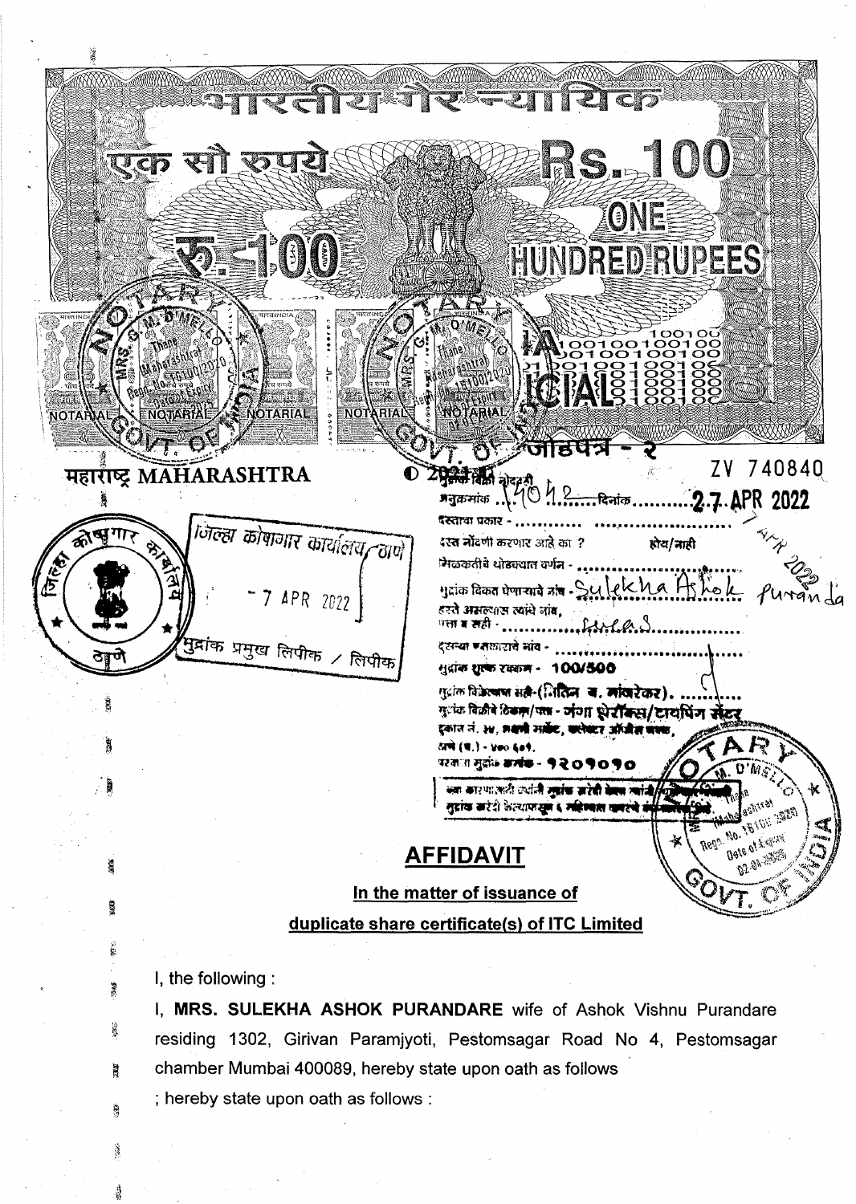भारतीय गैर न्यायिक

एक सौ रुपये

Rs. 100

ONE HUNDRED RUPEES

रु. 100

INDIA NON JUDICIAL

जोडपत्र - २

महाराष्ट्र MAHARASHTRA

ZV 740840

जिल्हा कोषागार कार्यालय, ठाणे

- 7 APR 2022

मुद्रांक प्रमुख लिपीक / लिपीक

मुद्रांक विक्री नोंदवही अनुक्रमांक 14042 दिनांक 27 APR 2022

दस्ताचा प्रकार - ..........

दस्त नोंदणी करणार आहे का ? होय/नाही

मिळकतीचे थोडक्यात वर्णन - ..........

मुद्रांक विकत घेणाऱ्याचे नांव - Sulekha Ashok Purandare

हस्ते असल्यास त्यांचे नांव, पत्ता व सही - ..........

दुसऱ्या पक्षकाराचे नांव - ..........

मुद्रांक शुल्क रक्कम - 100/500

मुद्रांक विक्रेत्याची सही-(नितिन ब. मांजरेकर).

मुद्रांक विक्रीचे ठिकाण/पत्ता - गंगा झेरॉक्स/टायपिंग सेंटर दुकान नं. ३४, ..........

परवाना मुद्रांक क्रमांक - १२०१०१०

ज्या कारणासाठी ज्यांनी मुद्रांक खरेदी केला त्यांनी त्याच कारणासाठी मुद्रांक खरेदी केल्यापासून ६ महिन्यात वापरणे बंधनकारक आहे.

## AFFIDAVIT

**In the matter of issuance of**

**duplicate share certificate(s) of ITC Limited**

I, the following :

I, **MRS. SULEKHA ASHOK PURANDARE** wife of Ashok Vishnu Purandare residing 1302, Girivan Paramjyoti, Pestomsagar Road No 4, Pestomsagar chamber Mumbai 400089, hereby state upon oath as follows

; hereby state upon oath as follows :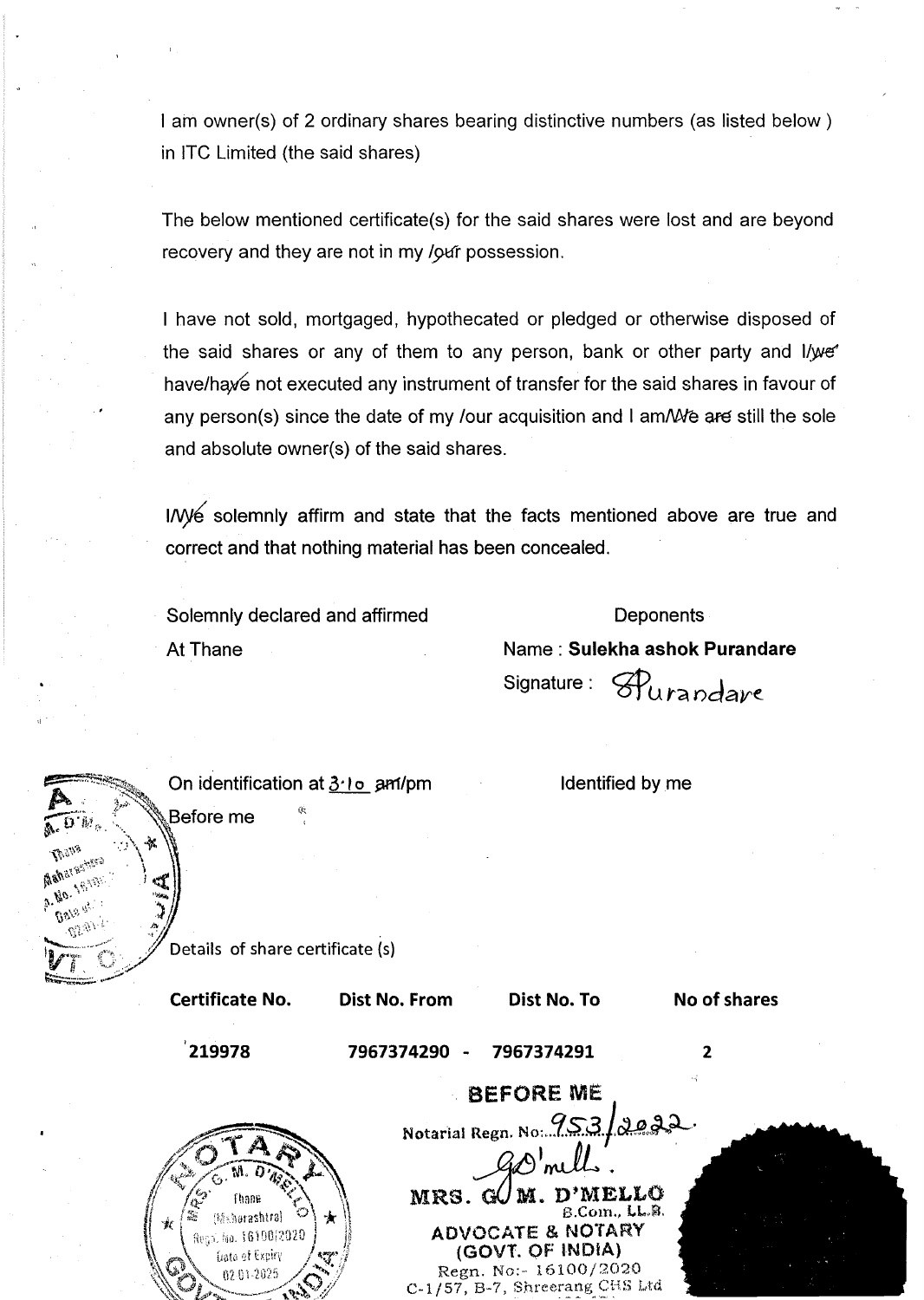I am owner(s) of 2 ordinary shares bearing distinctive numbers (as listed below) in ITC Limited (the said shares)

The below mentioned certificate(s) for the said shares were lost and are beyond recovery and they are not in my /our possession.

I have not sold, mortgaged, hypothecated or pledged or otherwise disposed of the said shares or any of them to any person, bank or other party and I/we have/have not executed any instrument of transfer for the said shares in favour of any person(s) since the date of my /our acquisition and I am/We are still the sole and absolute owner(s) of the said shares.

I/We solemnly affirm and state that the facts mentioned above are true and correct and that nothing material has been concealed.

Solemnly declared and affirmed
At Thane

Deponents
Name : **Sulekha ashok Purandare**
Signature : SPurandare

On identification at 3·10 am/pm
Before me

Identified by me

Details of share certificate (s)

| **Certificate No.** | **Dist No. From** | **Dist No. To** | **No of shares** |
|---|---|---|---|
| **219978** | **7967374290 -** | **7967374291** | **2** |

**BEFORE ME**
Notarial Regn. No: 953/2022.

**MRS. G. M. D'MELLO**
B.Com., LL.B.
**ADVOCATE & NOTARY**
**(GOVT. OF INDIA)**
Regn. No:- 16100/2020
C-1/57, B-7, Shreerang CHS Ltd

NOTARY
MRS. G. M. D'MELLO
Thane (Maharashtra)
Regn. No. 16100/2020
Date of Expiry 02-01-2025
GOVT. OF INDIA